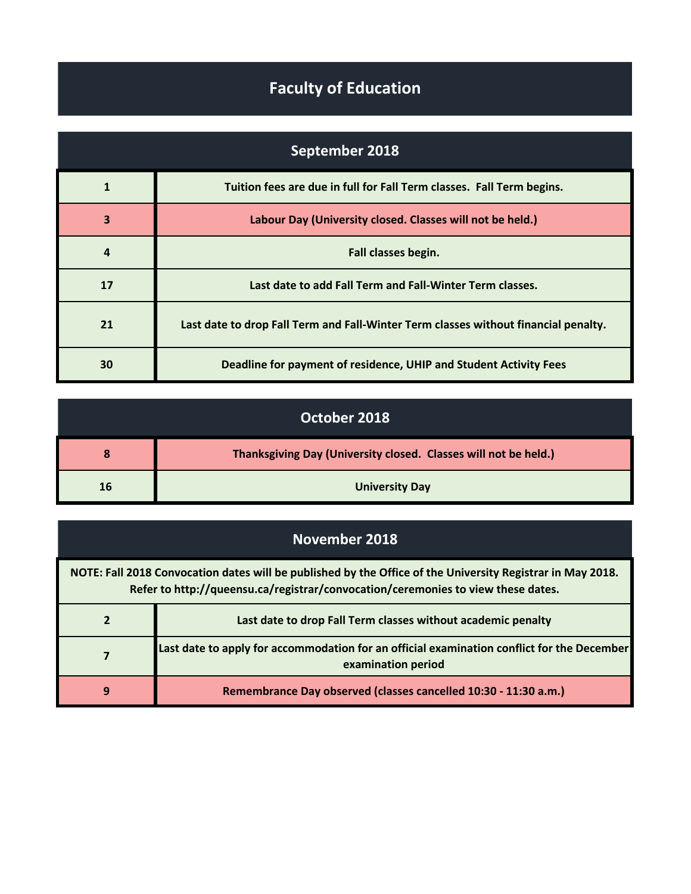# Faculty of Education

## September 2018

| Date | Event |
|---|---|
| 1 | Tuition fees are due in full for Fall Term classes. Fall Term begins. |
| 3 | Labour Day (University closed. Classes will not be held.) |
| 4 | Fall classes begin. |
| 17 | Last date to add Fall Term and Fall-Winter Term classes. |
| 21 | Last date to drop Fall Term and Fall-Winter Term classes without financial penalty. |
| 30 | Deadline for payment of residence, UHIP and Student Activity Fees |

## October 2018

| Date | Event |
|---|---|
| 8 | Thanksgiving Day (University closed. Classes will not be held.) |
| 16 | University Day |

## November 2018

**NOTE: Fall 2018 Convocation dates will be published by the Office of the University Registrar in May 2018. Refer to http://queensu.ca/registrar/convocation/ceremonies to view these dates.**

| Date | Event |
|---|---|
| 2 | Last date to drop Fall Term classes without academic penalty |
| 7 | Last date to apply for accommodation for an official examination conflict for the December examination period |
| 9 | Remembrance Day observed (classes cancelled 10:30 - 11:30 a.m.) |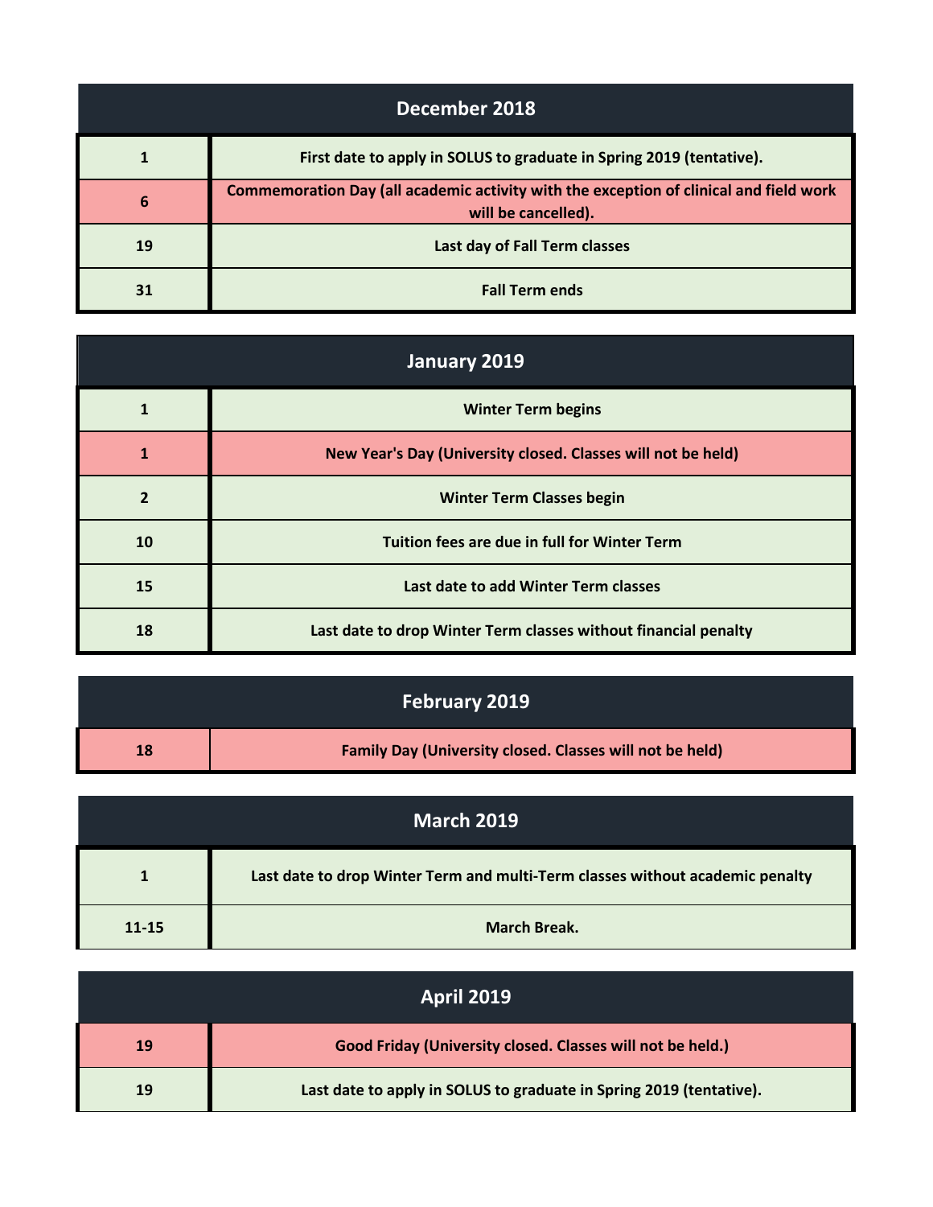| December 2018 | |
|---|---|
| 1 | First date to apply in SOLUS to graduate in Spring 2019 (tentative). |
| 6 | Commemoration Day (all academic activity with the exception of clinical and field work will be cancelled). |
| 19 | Last day of Fall Term classes |
| 31 | Fall Term ends |

| January 2019 | |
|---|---|
| 1 | Winter Term begins |
| 1 | New Year's Day (University closed. Classes will not be held) |
| 2 | Winter Term Classes begin |
| 10 | Tuition fees are due in full for Winter Term |
| 15 | Last date to add Winter Term classes |
| 18 | Last date to drop Winter Term classes without financial penalty |

| February 2019 | |
|---|---|
| 18 | Family Day (University closed. Classes will not be held) |

| March 2019 | |
|---|---|
| 1 | Last date to drop Winter Term and multi-Term classes without academic penalty |
| 11-15 | March Break. |

| April 2019 | |
|---|---|
| 19 | Good Friday (University closed. Classes will not be held.) |
| 19 | Last date to apply in SOLUS to graduate in Spring 2019 (tentative). |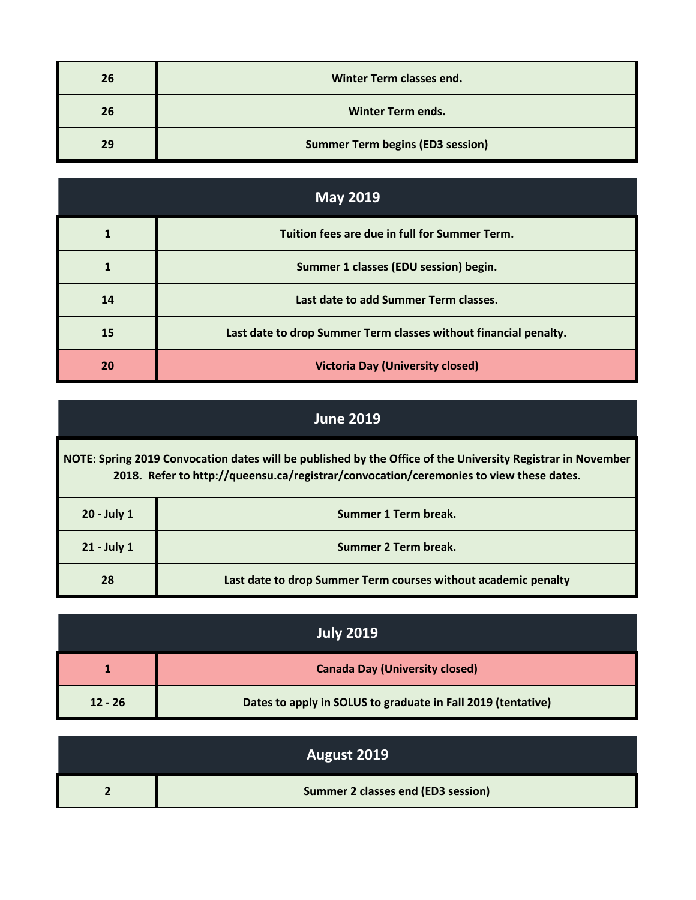| | |
|---|---|
| **26** | **Winter Term classes end.** |
| **26** | **Winter Term ends.** |
| **29** | **Summer Term begins (ED3 session)** |

## May 2019

| | |
|---|---|
| **1** | **Tuition fees are due in full for Summer Term.** |
| **1** | **Summer 1 classes (EDU session) begin.** |
| **14** | **Last date to add Summer Term classes.** |
| **15** | **Last date to drop Summer Term classes without financial penalty.** |
| **20** | **Victoria Day (University closed)** |

## June 2019

**NOTE: Spring 2019 Convocation dates will be published by the Office of the University Registrar in November 2018. Refer to http://queensu.ca/registrar/convocation/ceremonies to view these dates.**

| | |
|---|---|
| **20 - July 1** | **Summer 1 Term break.** |
| **21 - July 1** | **Summer 2 Term break.** |
| **28** | **Last date to drop Summer Term courses without academic penalty** |

## July 2019

| | |
|---|---|
| **1** | **Canada Day (University closed)** |
| **12 - 26** | **Dates to apply in SOLUS to graduate in Fall 2019 (tentative)** |

## August 2019

| | |
|---|---|
| **2** | **Summer 2 classes end (ED3 session)** |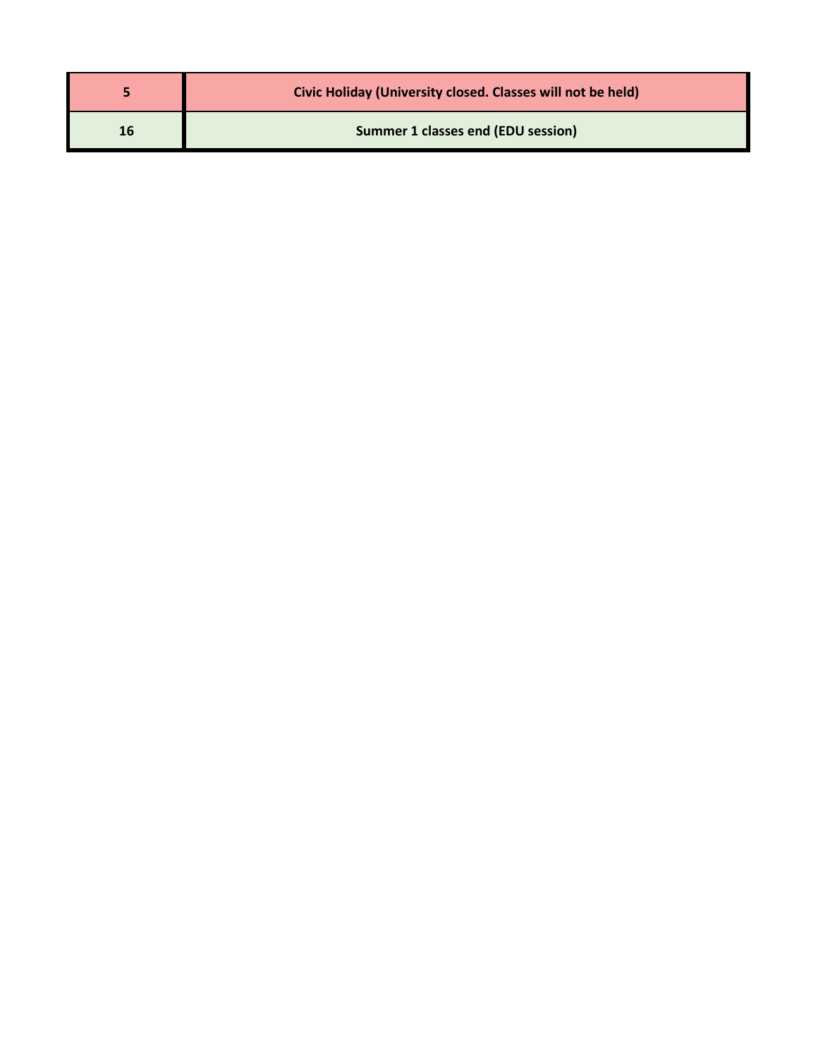| | |
|---|---|
| **5** | **Civic Holiday (University closed. Classes will not be held)** |
| **16** | **Summer 1 classes end (EDU session)** |